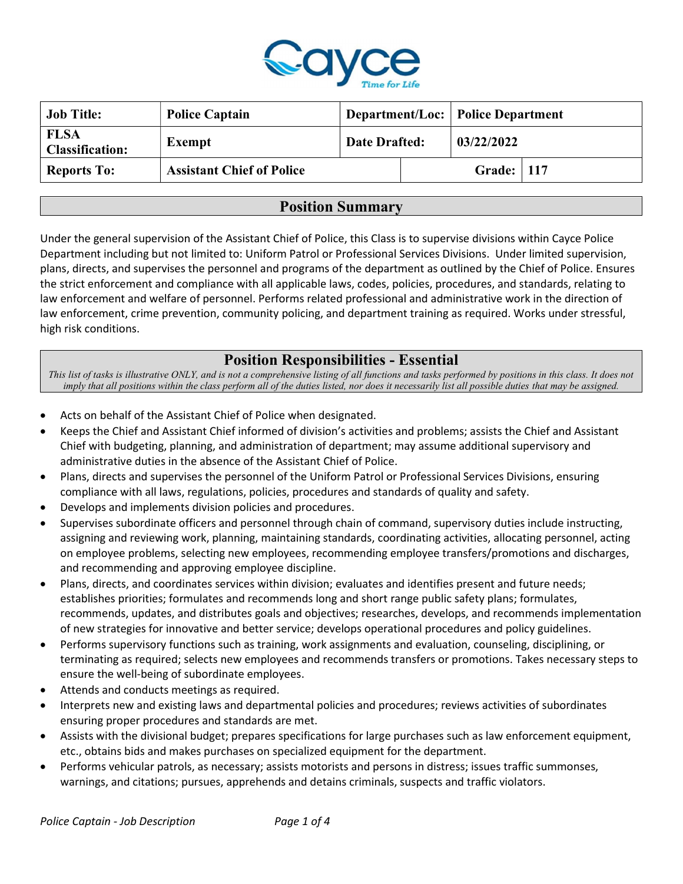| Job Title: | Police Captain | Department/Loc: | Police Department |
|---|---|---|---|
| FLSA Classification: | Exempt | Date Drafted: | 03/22/2022 |
| Reports To: | Assistant Chief of Police | Grade: | 117 |

## Position Summary

Under the general supervision of the Assistant Chief of Police, this Class is to supervise divisions within Cayce Police Department including but not limited to: Uniform Patrol or Professional Services Divisions. Under limited supervision, plans, directs, and supervises the personnel and programs of the department as outlined by the Chief of Police. Ensures the strict enforcement and compliance with all applicable laws, codes, policies, procedures, and standards, relating to law enforcement and welfare of personnel. Performs related professional and administrative work in the direction of law enforcement, crime prevention, community policing, and department training as required. Works under stressful, high risk conditions.

## Position Responsibilities - Essential

*This list of tasks is illustrative ONLY, and is not a comprehensive listing of all functions and tasks performed by positions in this class. It does not imply that all positions within the class perform all of the duties listed, nor does it necessarily list all possible duties that may be assigned.*

- Acts on behalf of the Assistant Chief of Police when designated.
- Keeps the Chief and Assistant Chief informed of division's activities and problems; assists the Chief and Assistant Chief with budgeting, planning, and administration of department; may assume additional supervisory and administrative duties in the absence of the Assistant Chief of Police.
- Plans, directs and supervises the personnel of the Uniform Patrol or Professional Services Divisions, ensuring compliance with all laws, regulations, policies, procedures and standards of quality and safety.
- Develops and implements division policies and procedures.
- Supervises subordinate officers and personnel through chain of command, supervisory duties include instructing, assigning and reviewing work, planning, maintaining standards, coordinating activities, allocating personnel, acting on employee problems, selecting new employees, recommending employee transfers/promotions and discharges, and recommending and approving employee discipline.
- Plans, directs, and coordinates services within division; evaluates and identifies present and future needs; establishes priorities; formulates and recommends long and short range public safety plans; formulates, recommends, updates, and distributes goals and objectives; researches, develops, and recommends implementation of new strategies for innovative and better service; develops operational procedures and policy guidelines.
- Performs supervisory functions such as training, work assignments and evaluation, counseling, disciplining, or terminating as required; selects new employees and recommends transfers or promotions. Takes necessary steps to ensure the well-being of subordinate employees.
- Attends and conducts meetings as required.
- Interprets new and existing laws and departmental policies and procedures; reviews activities of subordinates ensuring proper procedures and standards are met.
- Assists with the divisional budget; prepares specifications for large purchases such as law enforcement equipment, etc., obtains bids and makes purchases on specialized equipment for the department.
- Performs vehicular patrols, as necessary; assists motorists and persons in distress; issues traffic summonses, warnings, and citations; pursues, apprehends and detains criminals, suspects and traffic violators.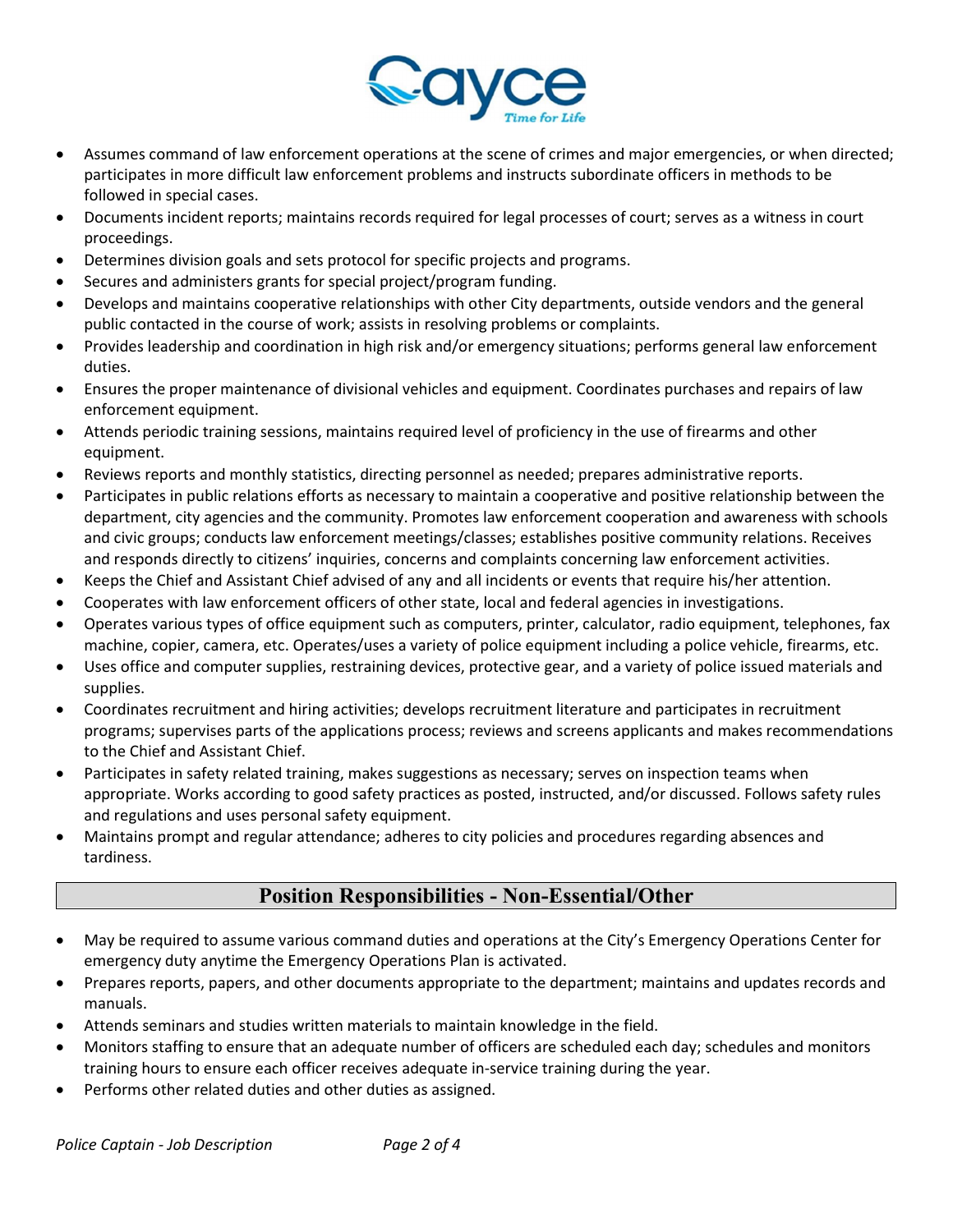- Assumes command of law enforcement operations at the scene of crimes and major emergencies, or when directed; participates in more difficult law enforcement problems and instructs subordinate officers in methods to be followed in special cases.
- Documents incident reports; maintains records required for legal processes of court; serves as a witness in court proceedings.
- Determines division goals and sets protocol for specific projects and programs.
- Secures and administers grants for special project/program funding.
- Develops and maintains cooperative relationships with other City departments, outside vendors and the general public contacted in the course of work; assists in resolving problems or complaints.
- Provides leadership and coordination in high risk and/or emergency situations; performs general law enforcement duties.
- Ensures the proper maintenance of divisional vehicles and equipment. Coordinates purchases and repairs of law enforcement equipment.
- Attends periodic training sessions, maintains required level of proficiency in the use of firearms and other equipment.
- Reviews reports and monthly statistics, directing personnel as needed; prepares administrative reports.
- Participates in public relations efforts as necessary to maintain a cooperative and positive relationship between the department, city agencies and the community. Promotes law enforcement cooperation and awareness with schools and civic groups; conducts law enforcement meetings/classes; establishes positive community relations. Receives and responds directly to citizens' inquiries, concerns and complaints concerning law enforcement activities.
- Keeps the Chief and Assistant Chief advised of any and all incidents or events that require his/her attention.
- Cooperates with law enforcement officers of other state, local and federal agencies in investigations.
- Operates various types of office equipment such as computers, printer, calculator, radio equipment, telephones, fax machine, copier, camera, etc. Operates/uses a variety of police equipment including a police vehicle, firearms, etc.
- Uses office and computer supplies, restraining devices, protective gear, and a variety of police issued materials and supplies.
- Coordinates recruitment and hiring activities; develops recruitment literature and participates in recruitment programs; supervises parts of the applications process; reviews and screens applicants and makes recommendations to the Chief and Assistant Chief.
- Participates in safety related training, makes suggestions as necessary; serves on inspection teams when appropriate. Works according to good safety practices as posted, instructed, and/or discussed. Follows safety rules and regulations and uses personal safety equipment.
- Maintains prompt and regular attendance; adheres to city policies and procedures regarding absences and tardiness.

## Position Responsibilities - Non-Essential/Other

- May be required to assume various command duties and operations at the City's Emergency Operations Center for emergency duty anytime the Emergency Operations Plan is activated.
- Prepares reports, papers, and other documents appropriate to the department; maintains and updates records and manuals.
- Attends seminars and studies written materials to maintain knowledge in the field.
- Monitors staffing to ensure that an adequate number of officers are scheduled each day; schedules and monitors training hours to ensure each officer receives adequate in-service training during the year.
- Performs other related duties and other duties as assigned.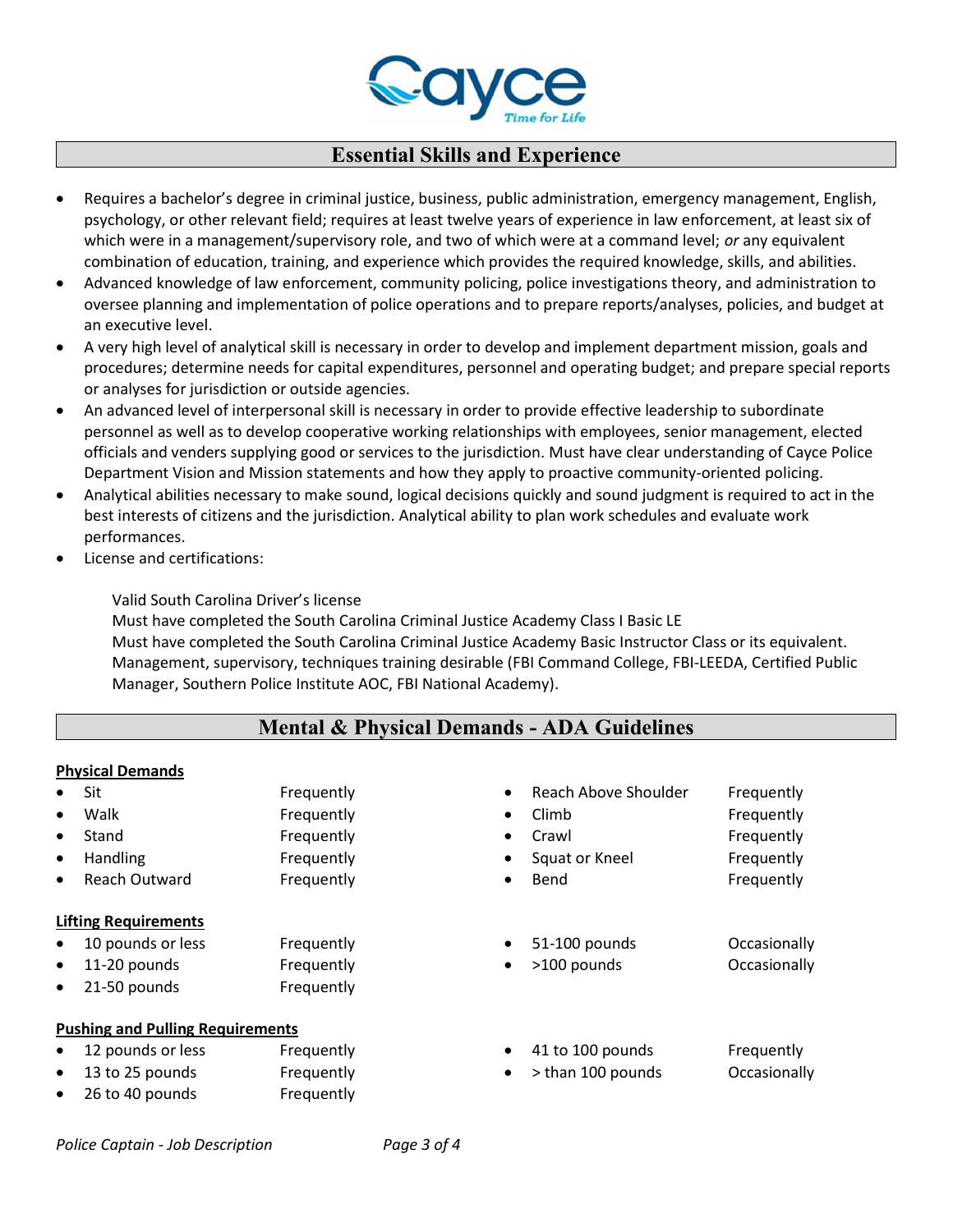## Essential Skills and Experience

- Requires a bachelor's degree in criminal justice, business, public administration, emergency management, English, psychology, or other relevant field; requires at least twelve years of experience in law enforcement, at least six of which were in a management/supervisory role, and two of which were at a command level; *or* any equivalent combination of education, training, and experience which provides the required knowledge, skills, and abilities.
- Advanced knowledge of law enforcement, community policing, police investigations theory, and administration to oversee planning and implementation of police operations and to prepare reports/analyses, policies, and budget at an executive level.
- A very high level of analytical skill is necessary in order to develop and implement department mission, goals and procedures; determine needs for capital expenditures, personnel and operating budget; and prepare special reports or analyses for jurisdiction or outside agencies.
- An advanced level of interpersonal skill is necessary in order to provide effective leadership to subordinate personnel as well as to develop cooperative working relationships with employees, senior management, elected officials and venders supplying good or services to the jurisdiction. Must have clear understanding of Cayce Police Department Vision and Mission statements and how they apply to proactive community-oriented policing.
- Analytical abilities necessary to make sound, logical decisions quickly and sound judgment is required to act in the best interests of citizens and the jurisdiction. Analytical ability to plan work schedules and evaluate work performances.
- License and certifications:

  Valid South Carolina Driver's license
  Must have completed the South Carolina Criminal Justice Academy Class I Basic LE
  Must have completed the South Carolina Criminal Justice Academy Basic Instructor Class or its equivalent.
  Management, supervisory, techniques training desirable (FBI Command College, FBI-LEEDA, Certified Public Manager, Southern Police Institute AOC, FBI National Academy).

## Mental & Physical Demands - ADA Guidelines

**Physical Demands**

- Sit — Frequently
- Walk — Frequently
- Stand — Frequently
- Handling — Frequently
- Reach Outward — Frequently
- Reach Above Shoulder — Frequently
- Climb — Frequently
- Crawl — Frequently
- Squat or Kneel — Frequently
- Bend — Frequently

**Lifting Requirements**

- 10 pounds or less — Frequently
- 11-20 pounds — Frequently
- 21-50 pounds — Frequently
- 51-100 pounds — Occasionally
- >100 pounds — Occasionally

**Pushing and Pulling Requirements**

- 12 pounds or less — Frequently
- 13 to 25 pounds — Frequently
- 26 to 40 pounds — Frequently
- 41 to 100 pounds — Frequently
- > than 100 pounds — Occasionally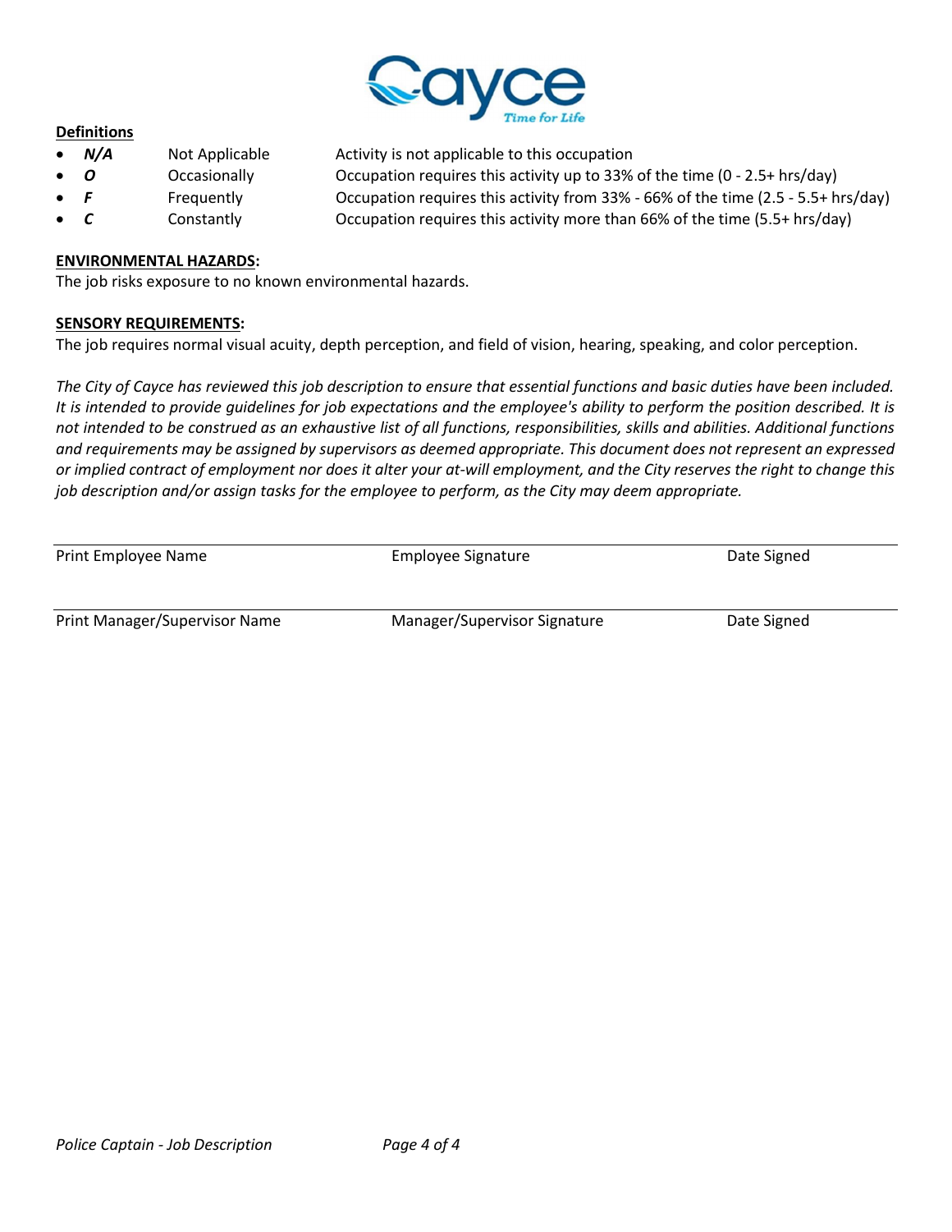**Definitions**

- ***N/A*** Not Applicable Activity is not applicable to this occupation
- ***O*** Occasionally Occupation requires this activity up to 33% of the time (0 - 2.5+ hrs/day)
- ***F*** Frequently Occupation requires this activity from 33% - 66% of the time (2.5 - 5.5+ hrs/day)
- ***C*** Constantly Occupation requires this activity more than 66% of the time (5.5+ hrs/day)

**ENVIRONMENTAL HAZARDS:**

The job risks exposure to no known environmental hazards.

**SENSORY REQUIREMENTS:**

The job requires normal visual acuity, depth perception, and field of vision, hearing, speaking, and color perception.

*The City of Cayce has reviewed this job description to ensure that essential functions and basic duties have been included. It is intended to provide guidelines for job expectations and the employee's ability to perform the position described. It is not intended to be construed as an exhaustive list of all functions, responsibilities, skills and abilities. Additional functions and requirements may be assigned by supervisors as deemed appropriate. This document does not represent an expressed or implied contract of employment nor does it alter your at-will employment, and the City reserves the right to change this job description and/or assign tasks for the employee to perform, as the City may deem appropriate.*

| | | |
|---|---|---|
| Print Employee Name | Employee Signature | Date Signed |
| Print Manager/Supervisor Name | Manager/Supervisor Signature | Date Signed |